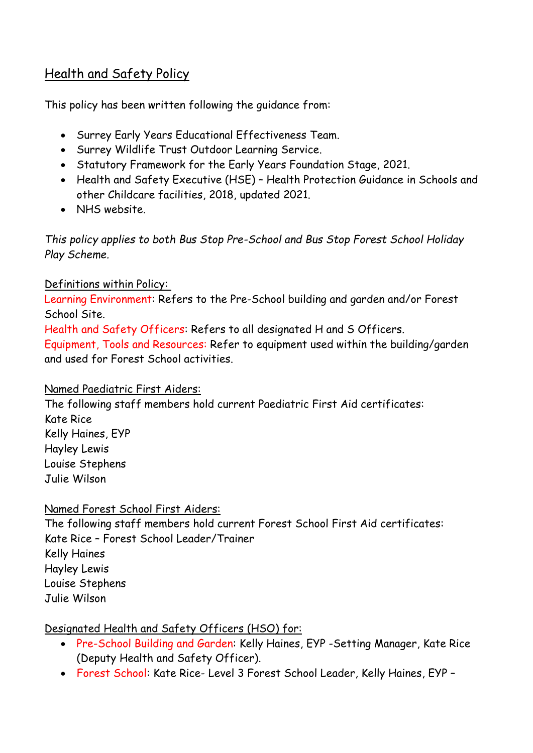# Health and Safety Policy

This policy has been written following the guidance from:

- Surrey Early Years Educational Effectiveness Team.
- Surrey Wildlife Trust Outdoor Learning Service.
- Statutory Framework for the Early Years Foundation Stage, 2021.
- Health and Safety Executive (HSE) – Health Protection Guidance in Schools and other Childcare facilities, 2018, updated 2021.
- NHS website.

*This policy applies to both Bus Stop Pre-School and Bus Stop Forest School Holiday Play Scheme.*

Definitions within Policy:

Learning Environment: Refers to the Pre-School building and garden and/or Forest School Site.

Health and Safety Officers: Refers to all designated H and S Officers.

Equipment, Tools and Resources: Refer to equipment used within the building/garden and used for Forest School activities.

Named Paediatric First Aiders:

The following staff members hold current Paediatric First Aid certificates:

Kate Rice
Kelly Haines, EYP
Hayley Lewis
Louise Stephens
Julie Wilson

Named Forest School First Aiders:

The following staff members hold current Forest School First Aid certificates:

Kate Rice – Forest School Leader/Trainer
Kelly Haines
Hayley Lewis
Louise Stephens
Julie Wilson

Designated Health and Safety Officers (HSO) for:

- Pre-School Building and Garden: Kelly Haines, EYP -Setting Manager, Kate Rice (Deputy Health and Safety Officer).
- Forest School: Kate Rice- Level 3 Forest School Leader, Kelly Haines, EYP –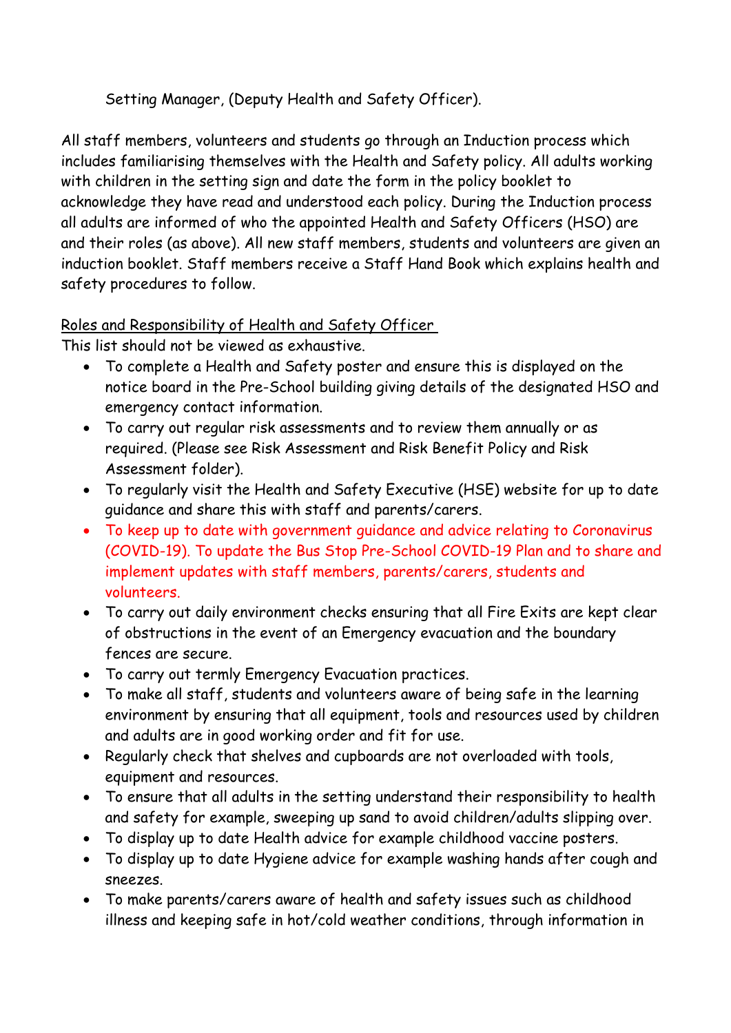Setting Manager, (Deputy Health and Safety Officer).

All staff members, volunteers and students go through an Induction process which includes familiarising themselves with the Health and Safety policy. All adults working with children in the setting sign and date the form in the policy booklet to acknowledge they have read and understood each policy. During the Induction process all adults are informed of who the appointed Health and Safety Officers (HSO) are and their roles (as above). All new staff members, students and volunteers are given an induction booklet. Staff members receive a Staff Hand Book which explains health and safety procedures to follow.

Roles and Responsibility of Health and Safety Officer

This list should not be viewed as exhaustive.

- To complete a Health and Safety poster and ensure this is displayed on the notice board in the Pre-School building giving details of the designated HSO and emergency contact information.
- To carry out regular risk assessments and to review them annually or as required. (Please see Risk Assessment and Risk Benefit Policy and Risk Assessment folder).
- To regularly visit the Health and Safety Executive (HSE) website for up to date guidance and share this with staff and parents/carers.
- To keep up to date with government guidance and advice relating to Coronavirus (COVID-19). To update the Bus Stop Pre-School COVID-19 Plan and to share and implement updates with staff members, parents/carers, students and volunteers.
- To carry out daily environment checks ensuring that all Fire Exits are kept clear of obstructions in the event of an Emergency evacuation and the boundary fences are secure.
- To carry out termly Emergency Evacuation practices.
- To make all staff, students and volunteers aware of being safe in the learning environment by ensuring that all equipment, tools and resources used by children and adults are in good working order and fit for use.
- Regularly check that shelves and cupboards are not overloaded with tools, equipment and resources.
- To ensure that all adults in the setting understand their responsibility to health and safety for example, sweeping up sand to avoid children/adults slipping over.
- To display up to date Health advice for example childhood vaccine posters.
- To display up to date Hygiene advice for example washing hands after cough and sneezes.
- To make parents/carers aware of health and safety issues such as childhood illness and keeping safe in hot/cold weather conditions, through information in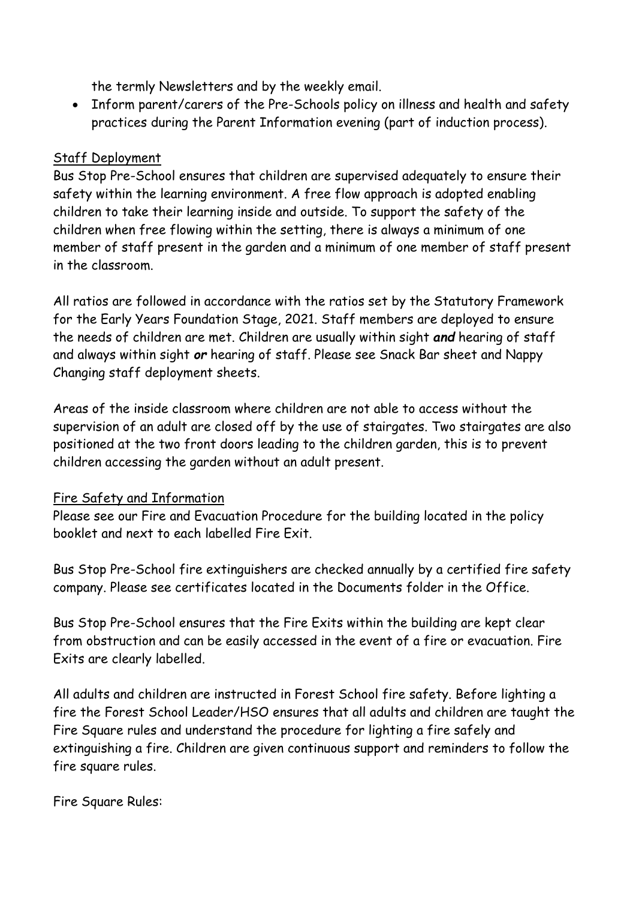the termly Newsletters and by the weekly email.

- Inform parent/carers of the Pre-Schools policy on illness and health and safety practices during the Parent Information evening (part of induction process).

<u>Staff Deployment</u>

Bus Stop Pre-School ensures that children are supervised adequately to ensure their safety within the learning environment. A free flow approach is adopted enabling children to take their learning inside and outside. To support the safety of the children when free flowing within the setting, there is always a minimum of one member of staff present in the garden and a minimum of one member of staff present in the classroom.

All ratios are followed in accordance with the ratios set by the Statutory Framework for the Early Years Foundation Stage, 2021. Staff members are deployed to ensure the needs of children are met. Children are usually within sight ***and*** hearing of staff and always within sight ***or*** hearing of staff. Please see Snack Bar sheet and Nappy Changing staff deployment sheets.

Areas of the inside classroom where children are not able to access without the supervision of an adult are closed off by the use of stairgates. Two stairgates are also positioned at the two front doors leading to the children garden, this is to prevent children accessing the garden without an adult present.

<u>Fire Safety and Information</u>

Please see our Fire and Evacuation Procedure for the building located in the policy booklet and next to each labelled Fire Exit.

Bus Stop Pre-School fire extinguishers are checked annually by a certified fire safety company. Please see certificates located in the Documents folder in the Office.

Bus Stop Pre-School ensures that the Fire Exits within the building are kept clear from obstruction and can be easily accessed in the event of a fire or evacuation. Fire Exits are clearly labelled.

All adults and children are instructed in Forest School fire safety. Before lighting a fire the Forest School Leader/HSO ensures that all adults and children are taught the Fire Square rules and understand the procedure for lighting a fire safely and extinguishing a fire. Children are given continuous support and reminders to follow the fire square rules.

Fire Square Rules: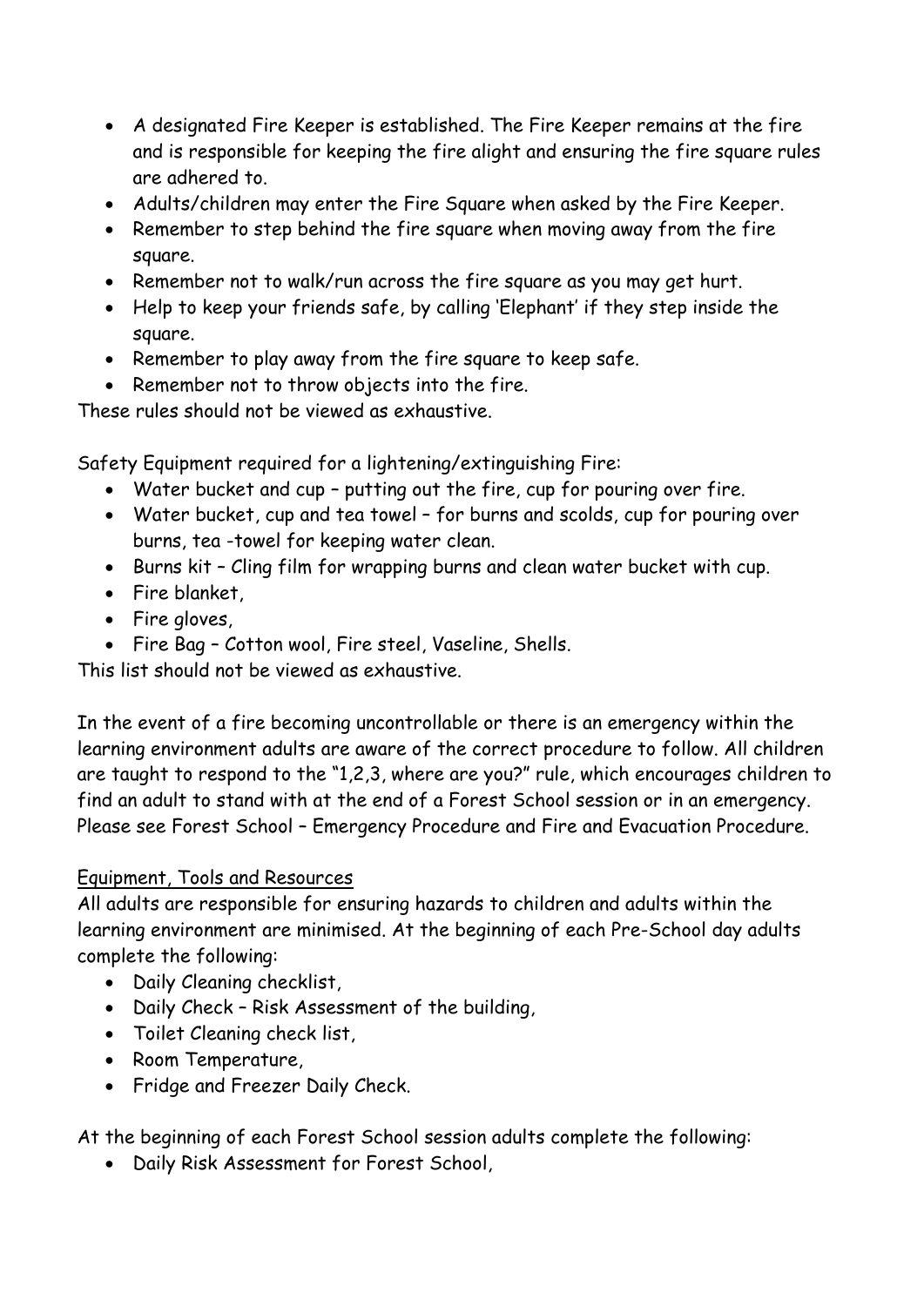- A designated Fire Keeper is established. The Fire Keeper remains at the fire and is responsible for keeping the fire alight and ensuring the fire square rules are adhered to.
- Adults/children may enter the Fire Square when asked by the Fire Keeper.
- Remember to step behind the fire square when moving away from the fire square.
- Remember not to walk/run across the fire square as you may get hurt.
- Help to keep your friends safe, by calling 'Elephant' if they step inside the square.
- Remember to play away from the fire square to keep safe.
- Remember not to throw objects into the fire.

These rules should not be viewed as exhaustive.

Safety Equipment required for a lightening/extinguishing Fire:

- Water bucket and cup – putting out the fire, cup for pouring over fire.
- Water bucket, cup and tea towel – for burns and scolds, cup for pouring over burns, tea -towel for keeping water clean.
- Burns kit – Cling film for wrapping burns and clean water bucket with cup.
- Fire blanket,
- Fire gloves,
- Fire Bag – Cotton wool, Fire steel, Vaseline, Shells.

This list should not be viewed as exhaustive.

In the event of a fire becoming uncontrollable or there is an emergency within the learning environment adults are aware of the correct procedure to follow. All children are taught to respond to the "1,2,3, where are you?" rule, which encourages children to find an adult to stand with at the end of a Forest School session or in an emergency. Please see Forest School – Emergency Procedure and Fire and Evacuation Procedure.

<u>Equipment, Tools and Resources</u>

All adults are responsible for ensuring hazards to children and adults within the learning environment are minimised. At the beginning of each Pre-School day adults complete the following:

- Daily Cleaning checklist,
- Daily Check – Risk Assessment of the building,
- Toilet Cleaning check list,
- Room Temperature,
- Fridge and Freezer Daily Check.

At the beginning of each Forest School session adults complete the following:

- Daily Risk Assessment for Forest School,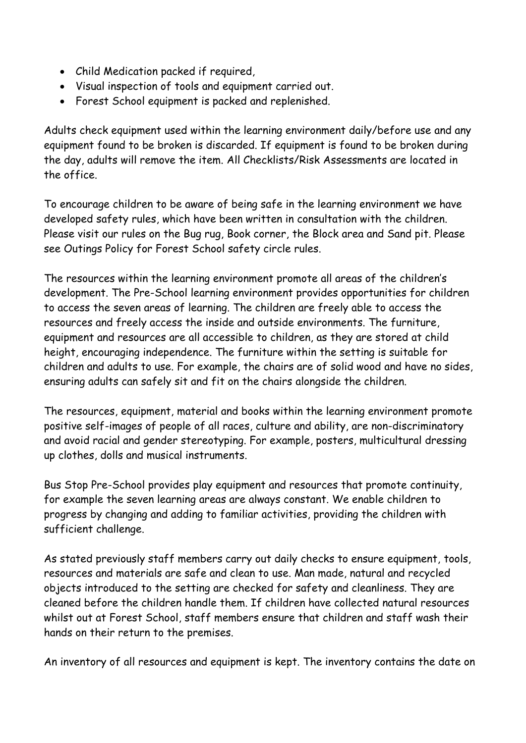- Child Medication packed if required,
- Visual inspection of tools and equipment carried out.
- Forest School equipment is packed and replenished.

Adults check equipment used within the learning environment daily/before use and any equipment found to be broken is discarded. If equipment is found to be broken during the day, adults will remove the item. All Checklists/Risk Assessments are located in the office.

To encourage children to be aware of being safe in the learning environment we have developed safety rules, which have been written in consultation with the children. Please visit our rules on the Bug rug, Book corner, the Block area and Sand pit. Please see Outings Policy for Forest School safety circle rules.

The resources within the learning environment promote all areas of the children's development. The Pre-School learning environment provides opportunities for children to access the seven areas of learning. The children are freely able to access the resources and freely access the inside and outside environments. The furniture, equipment and resources are all accessible to children, as they are stored at child height, encouraging independence. The furniture within the setting is suitable for children and adults to use. For example, the chairs are of solid wood and have no sides, ensuring adults can safely sit and fit on the chairs alongside the children.

The resources, equipment, material and books within the learning environment promote positive self-images of people of all races, culture and ability, are non-discriminatory and avoid racial and gender stereotyping. For example, posters, multicultural dressing up clothes, dolls and musical instruments.

Bus Stop Pre-School provides play equipment and resources that promote continuity, for example the seven learning areas are always constant. We enable children to progress by changing and adding to familiar activities, providing the children with sufficient challenge.

As stated previously staff members carry out daily checks to ensure equipment, tools, resources and materials are safe and clean to use. Man made, natural and recycled objects introduced to the setting are checked for safety and cleanliness. They are cleaned before the children handle them. If children have collected natural resources whilst out at Forest School, staff members ensure that children and staff wash their hands on their return to the premises.

An inventory of all resources and equipment is kept. The inventory contains the date on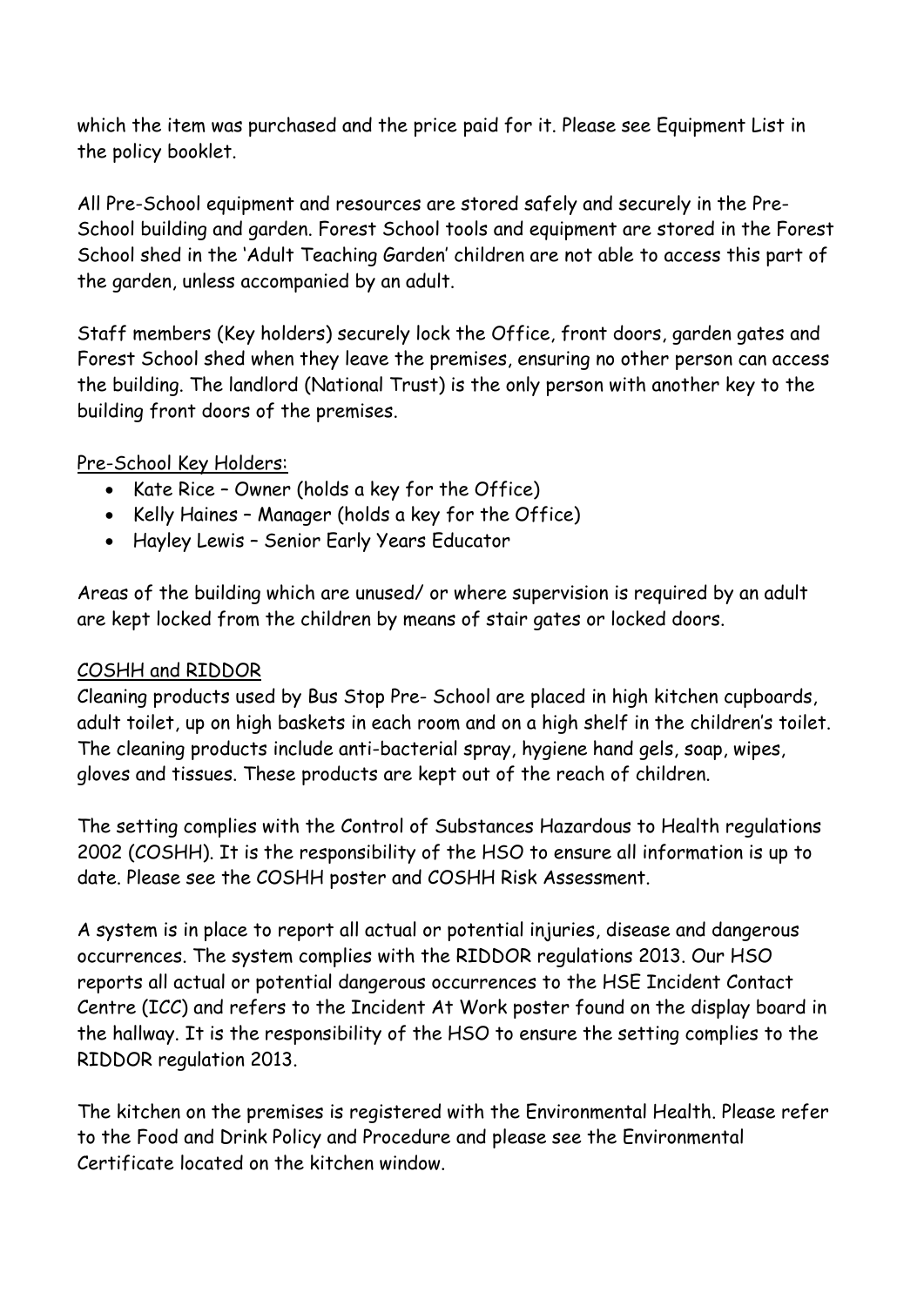which the item was purchased and the price paid for it. Please see Equipment List in the policy booklet.

All Pre-School equipment and resources are stored safely and securely in the Pre-School building and garden. Forest School tools and equipment are stored in the Forest School shed in the 'Adult Teaching Garden' children are not able to access this part of the garden, unless accompanied by an adult.

Staff members (Key holders) securely lock the Office, front doors, garden gates and Forest School shed when they leave the premises, ensuring no other person can access the building. The landlord (National Trust) is the only person with another key to the building front doors of the premises.

Pre-School Key Holders:

- Kate Rice – Owner (holds a key for the Office)
- Kelly Haines – Manager (holds a key for the Office)
- Hayley Lewis – Senior Early Years Educator

Areas of the building which are unused/ or where supervision is required by an adult are kept locked from the children by means of stair gates or locked doors.

COSHH and RIDDOR

Cleaning products used by Bus Stop Pre- School are placed in high kitchen cupboards, adult toilet, up on high baskets in each room and on a high shelf in the children's toilet. The cleaning products include anti-bacterial spray, hygiene hand gels, soap, wipes, gloves and tissues. These products are kept out of the reach of children.

The setting complies with the Control of Substances Hazardous to Health regulations 2002 (COSHH). It is the responsibility of the HSO to ensure all information is up to date. Please see the COSHH poster and COSHH Risk Assessment.

A system is in place to report all actual or potential injuries, disease and dangerous occurrences. The system complies with the RIDDOR regulations 2013. Our HSO reports all actual or potential dangerous occurrences to the HSE Incident Contact Centre (ICC) and refers to the Incident At Work poster found on the display board in the hallway. It is the responsibility of the HSO to ensure the setting complies to the RIDDOR regulation 2013.

The kitchen on the premises is registered with the Environmental Health. Please refer to the Food and Drink Policy and Procedure and please see the Environmental Certificate located on the kitchen window.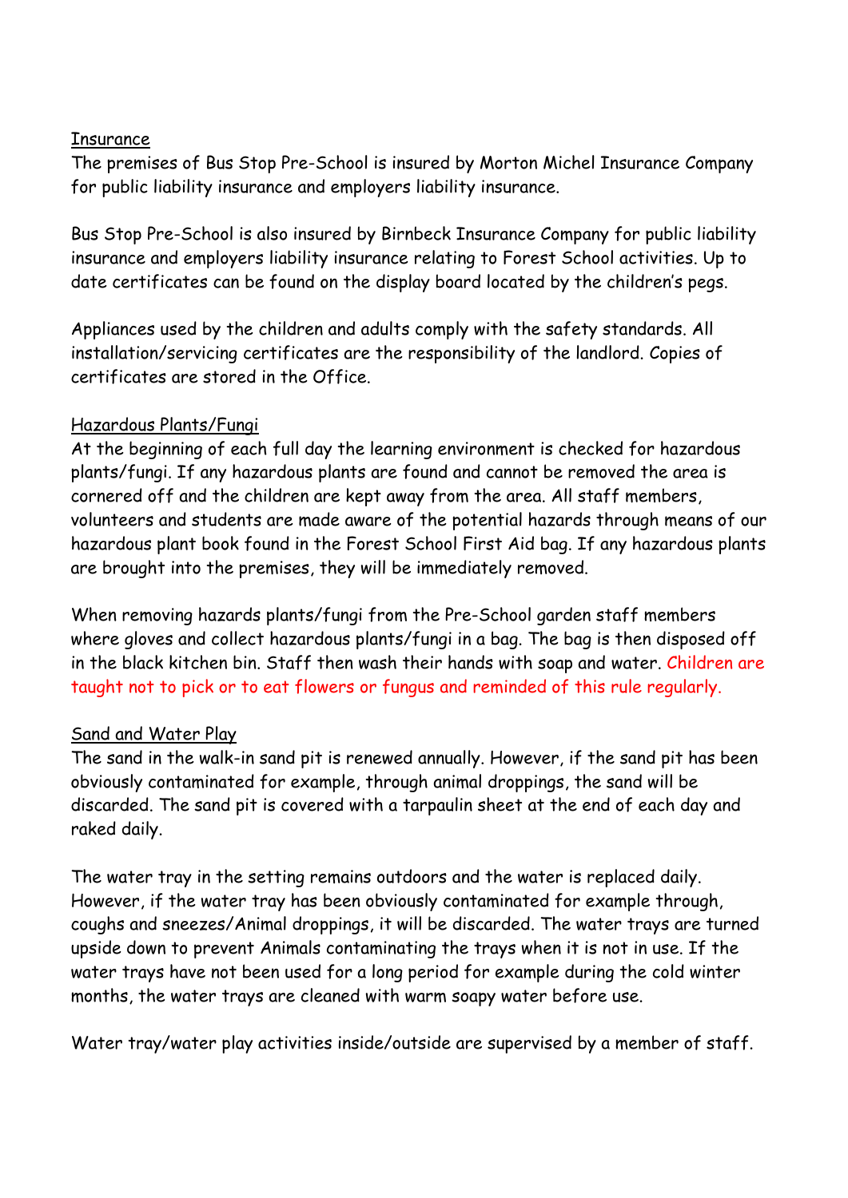<u>Insurance</u>

The premises of Bus Stop Pre-School is insured by Morton Michel Insurance Company for public liability insurance and employers liability insurance.

Bus Stop Pre-School is also insured by Birnbeck Insurance Company for public liability insurance and employers liability insurance relating to Forest School activities. Up to date certificates can be found on the display board located by the children's pegs.

Appliances used by the children and adults comply with the safety standards. All installation/servicing certificates are the responsibility of the landlord. Copies of certificates are stored in the Office.

<u>Hazardous Plants/Fungi</u>

At the beginning of each full day the learning environment is checked for hazardous plants/fungi. If any hazardous plants are found and cannot be removed the area is cornered off and the children are kept away from the area. All staff members, volunteers and students are made aware of the potential hazards through means of our hazardous plant book found in the Forest School First Aid bag. If any hazardous plants are brought into the premises, they will be immediately removed.

When removing hazards plants/fungi from the Pre-School garden staff members where gloves and collect hazardous plants/fungi in a bag. The bag is then disposed off in the black kitchen bin. Staff then wash their hands with soap and water. Children are taught not to pick or to eat flowers or fungus and reminded of this rule regularly.

<u>Sand and Water Play</u>

The sand in the walk-in sand pit is renewed annually. However, if the sand pit has been obviously contaminated for example, through animal droppings, the sand will be discarded. The sand pit is covered with a tarpaulin sheet at the end of each day and raked daily.

The water tray in the setting remains outdoors and the water is replaced daily. However, if the water tray has been obviously contaminated for example through, coughs and sneezes/Animal droppings, it will be discarded. The water trays are turned upside down to prevent Animals contaminating the trays when it is not in use. If the water trays have not been used for a long period for example during the cold winter months, the water trays are cleaned with warm soapy water before use.

Water tray/water play activities inside/outside are supervised by a member of staff.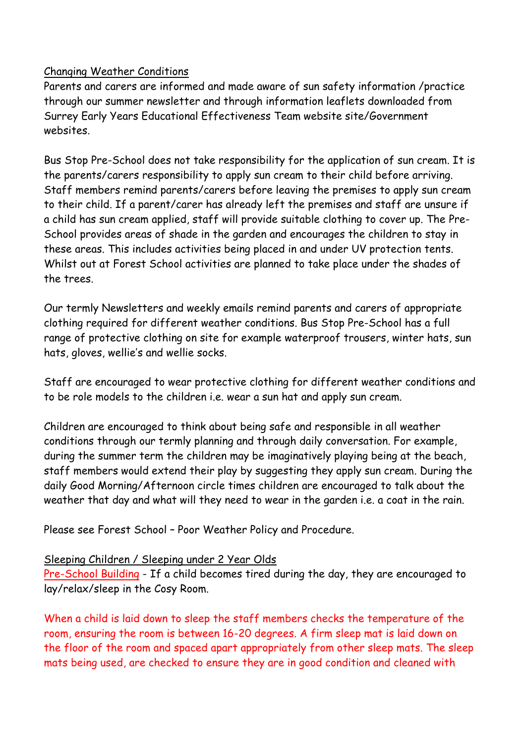Changing Weather Conditions

Parents and carers are informed and made aware of sun safety information /practice through our summer newsletter and through information leaflets downloaded from Surrey Early Years Educational Effectiveness Team website site/Government websites.

Bus Stop Pre-School does not take responsibility for the application of sun cream. It is the parents/carers responsibility to apply sun cream to their child before arriving. Staff members remind parents/carers before leaving the premises to apply sun cream to their child. If a parent/carer has already left the premises and staff are unsure if a child has sun cream applied, staff will provide suitable clothing to cover up. The Pre-School provides areas of shade in the garden and encourages the children to stay in these areas. This includes activities being placed in and under UV protection tents. Whilst out at Forest School activities are planned to take place under the shades of the trees.

Our termly Newsletters and weekly emails remind parents and carers of appropriate clothing required for different weather conditions. Bus Stop Pre-School has a full range of protective clothing on site for example waterproof trousers, winter hats, sun hats, gloves, wellie's and wellie socks.

Staff are encouraged to wear protective clothing for different weather conditions and to be role models to the children i.e. wear a sun hat and apply sun cream.

Children are encouraged to think about being safe and responsible in all weather conditions through our termly planning and through daily conversation. For example, during the summer term the children may be imaginatively playing being at the beach, staff members would extend their play by suggesting they apply sun cream. During the daily Good Morning/Afternoon circle times children are encouraged to talk about the weather that day and what will they need to wear in the garden i.e. a coat in the rain.

Please see Forest School – Poor Weather Policy and Procedure.

Sleeping Children / Sleeping under 2 Year Olds

Pre-School Building - If a child becomes tired during the day, they are encouraged to lay/relax/sleep in the Cosy Room.

When a child is laid down to sleep the staff members checks the temperature of the room, ensuring the room is between 16-20 degrees. A firm sleep mat is laid down on the floor of the room and spaced apart appropriately from other sleep mats. The sleep mats being used, are checked to ensure they are in good condition and cleaned with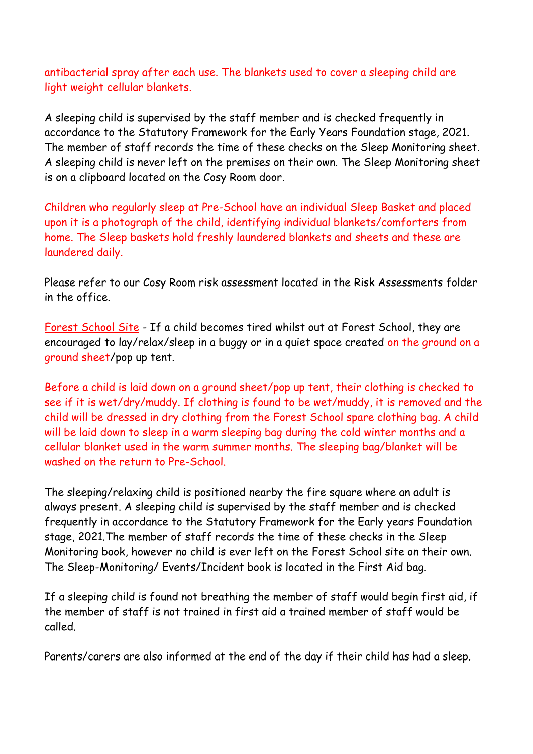antibacterial spray after each use. The blankets used to cover a sleeping child are light weight cellular blankets.

A sleeping child is supervised by the staff member and is checked frequently in accordance to the Statutory Framework for the Early Years Foundation stage, 2021. The member of staff records the time of these checks on the Sleep Monitoring sheet. A sleeping child is never left on the premises on their own. The Sleep Monitoring sheet is on a clipboard located on the Cosy Room door.

Children who regularly sleep at Pre-School have an individual Sleep Basket and placed upon it is a photograph of the child, identifying individual blankets/comforters from home. The Sleep baskets hold freshly laundered blankets and sheets and these are laundered daily.

Please refer to our Cosy Room risk assessment located in the Risk Assessments folder in the office.

Forest School Site - If a child becomes tired whilst out at Forest School, they are encouraged to lay/relax/sleep in a buggy or in a quiet space created on the ground on a ground sheet/pop up tent.

Before a child is laid down on a ground sheet/pop up tent, their clothing is checked to see if it is wet/dry/muddy. If clothing is found to be wet/muddy, it is removed and the child will be dressed in dry clothing from the Forest School spare clothing bag. A child will be laid down to sleep in a warm sleeping bag during the cold winter months and a cellular blanket used in the warm summer months. The sleeping bag/blanket will be washed on the return to Pre-School.

The sleeping/relaxing child is positioned nearby the fire square where an adult is always present. A sleeping child is supervised by the staff member and is checked frequently in accordance to the Statutory Framework for the Early years Foundation stage, 2021.The member of staff records the time of these checks in the Sleep Monitoring book, however no child is ever left on the Forest School site on their own. The Sleep-Monitoring/ Events/Incident book is located in the First Aid bag.

If a sleeping child is found not breathing the member of staff would begin first aid, if the member of staff is not trained in first aid a trained member of staff would be called.

Parents/carers are also informed at the end of the day if their child has had a sleep.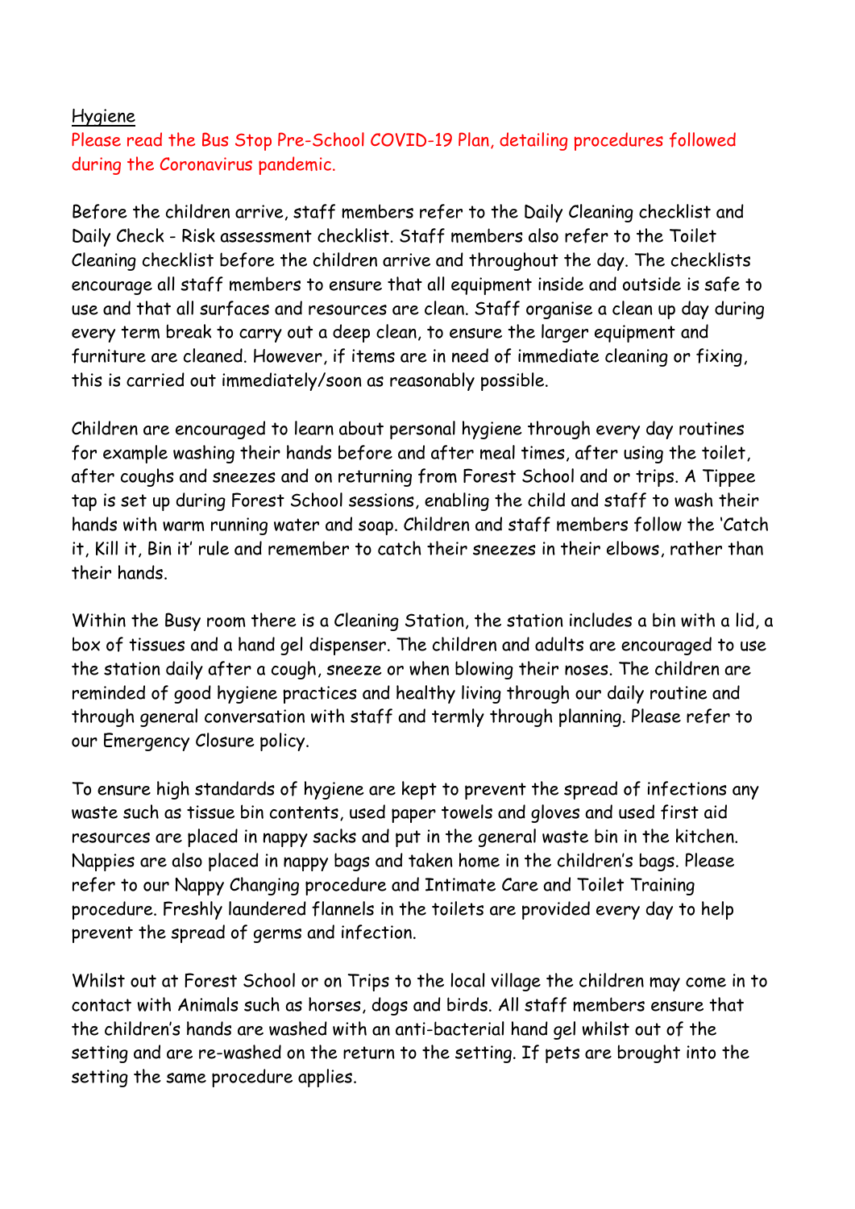## Hygiene

Please read the Bus Stop Pre-School COVID-19 Plan, detailing procedures followed during the Coronavirus pandemic.

Before the children arrive, staff members refer to the Daily Cleaning checklist and Daily Check - Risk assessment checklist. Staff members also refer to the Toilet Cleaning checklist before the children arrive and throughout the day. The checklists encourage all staff members to ensure that all equipment inside and outside is safe to use and that all surfaces and resources are clean. Staff organise a clean up day during every term break to carry out a deep clean, to ensure the larger equipment and furniture are cleaned. However, if items are in need of immediate cleaning or fixing, this is carried out immediately/soon as reasonably possible.

Children are encouraged to learn about personal hygiene through every day routines for example washing their hands before and after meal times, after using the toilet, after coughs and sneezes and on returning from Forest School and or trips. A Tippee tap is set up during Forest School sessions, enabling the child and staff to wash their hands with warm running water and soap. Children and staff members follow the 'Catch it, Kill it, Bin it' rule and remember to catch their sneezes in their elbows, rather than their hands.

Within the Busy room there is a Cleaning Station, the station includes a bin with a lid, a box of tissues and a hand gel dispenser. The children and adults are encouraged to use the station daily after a cough, sneeze or when blowing their noses. The children are reminded of good hygiene practices and healthy living through our daily routine and through general conversation with staff and termly through planning. Please refer to our Emergency Closure policy.

To ensure high standards of hygiene are kept to prevent the spread of infections any waste such as tissue bin contents, used paper towels and gloves and used first aid resources are placed in nappy sacks and put in the general waste bin in the kitchen. Nappies are also placed in nappy bags and taken home in the children's bags. Please refer to our Nappy Changing procedure and Intimate Care and Toilet Training procedure. Freshly laundered flannels in the toilets are provided every day to help prevent the spread of germs and infection.

Whilst out at Forest School or on Trips to the local village the children may come in to contact with Animals such as horses, dogs and birds. All staff members ensure that the children's hands are washed with an anti-bacterial hand gel whilst out of the setting and are re-washed on the return to the setting. If pets are brought into the setting the same procedure applies.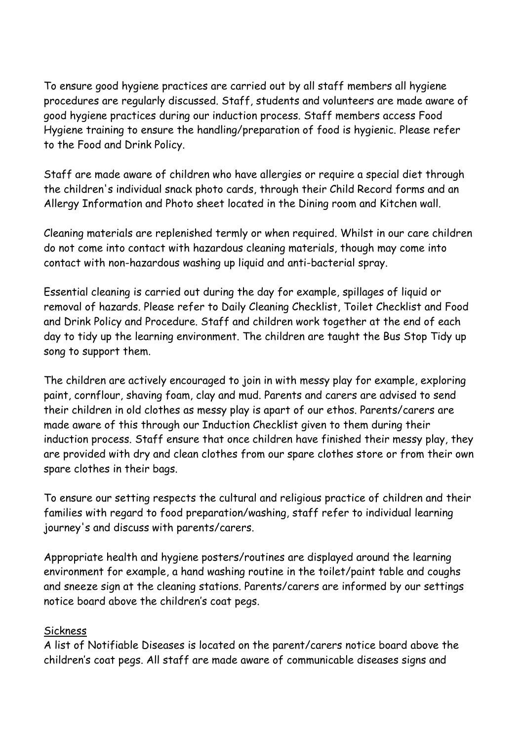To ensure good hygiene practices are carried out by all staff members all hygiene procedures are regularly discussed. Staff, students and volunteers are made aware of good hygiene practices during our induction process. Staff members access Food Hygiene training to ensure the handling/preparation of food is hygienic. Please refer to the Food and Drink Policy.

Staff are made aware of children who have allergies or require a special diet through the children's individual snack photo cards, through their Child Record forms and an Allergy Information and Photo sheet located in the Dining room and Kitchen wall.

Cleaning materials are replenished termly or when required. Whilst in our care children do not come into contact with hazardous cleaning materials, though may come into contact with non-hazardous washing up liquid and anti-bacterial spray.

Essential cleaning is carried out during the day for example, spillages of liquid or removal of hazards. Please refer to Daily Cleaning Checklist, Toilet Checklist and Food and Drink Policy and Procedure. Staff and children work together at the end of each day to tidy up the learning environment. The children are taught the Bus Stop Tidy up song to support them.

The children are actively encouraged to join in with messy play for example, exploring paint, cornflour, shaving foam, clay and mud. Parents and carers are advised to send their children in old clothes as messy play is apart of our ethos. Parents/carers are made aware of this through our Induction Checklist given to them during their induction process. Staff ensure that once children have finished their messy play, they are provided with dry and clean clothes from our spare clothes store or from their own spare clothes in their bags.

To ensure our setting respects the cultural and religious practice of children and their families with regard to food preparation/washing, staff refer to individual learning journey's and discuss with parents/carers.

Appropriate health and hygiene posters/routines are displayed around the learning environment for example, a hand washing routine in the toilet/paint table and coughs and sneeze sign at the cleaning stations. Parents/carers are informed by our settings notice board above the children's coat pegs.

<u>Sickness</u>

A list of Notifiable Diseases is located on the parent/carers notice board above the children's coat pegs. All staff are made aware of communicable diseases signs and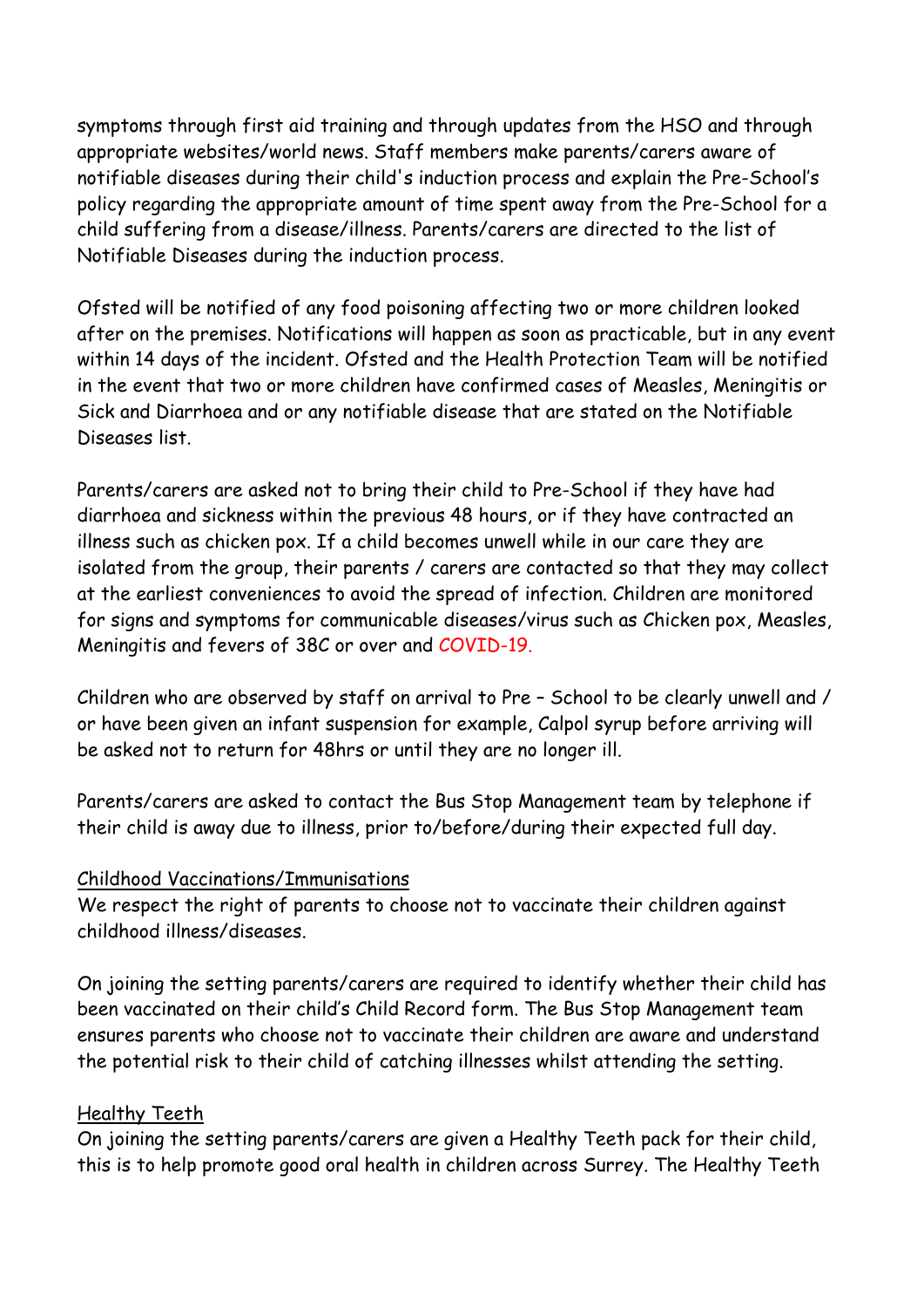symptoms through first aid training and through updates from the HSO and through appropriate websites/world news. Staff members make parents/carers aware of notifiable diseases during their child's induction process and explain the Pre-School's policy regarding the appropriate amount of time spent away from the Pre-School for a child suffering from a disease/illness. Parents/carers are directed to the list of Notifiable Diseases during the induction process.

Ofsted will be notified of any food poisoning affecting two or more children looked after on the premises. Notifications will happen as soon as practicable, but in any event within 14 days of the incident. Ofsted and the Health Protection Team will be notified in the event that two or more children have confirmed cases of Measles, Meningitis or Sick and Diarrhoea and or any notifiable disease that are stated on the Notifiable Diseases list.

Parents/carers are asked not to bring their child to Pre-School if they have had diarrhoea and sickness within the previous 48 hours, or if they have contracted an illness such as chicken pox. If a child becomes unwell while in our care they are isolated from the group, their parents / carers are contacted so that they may collect at the earliest conveniences to avoid the spread of infection. Children are monitored for signs and symptoms for communicable diseases/virus such as Chicken pox, Measles, Meningitis and fevers of 38C or over and COVID-19.

Children who are observed by staff on arrival to Pre – School to be clearly unwell and / or have been given an infant suspension for example, Calpol syrup before arriving will be asked not to return for 48hrs or until they are no longer ill.

Parents/carers are asked to contact the Bus Stop Management team by telephone if their child is away due to illness, prior to/before/during their expected full day.

<u>Childhood Vaccinations/Immunisations</u>

We respect the right of parents to choose not to vaccinate their children against childhood illness/diseases.

On joining the setting parents/carers are required to identify whether their child has been vaccinated on their child's Child Record form. The Bus Stop Management team ensures parents who choose not to vaccinate their children are aware and understand the potential risk to their child of catching illnesses whilst attending the setting.

<u>Healthy Teeth</u>

On joining the setting parents/carers are given a Healthy Teeth pack for their child, this is to help promote good oral health in children across Surrey. The Healthy Teeth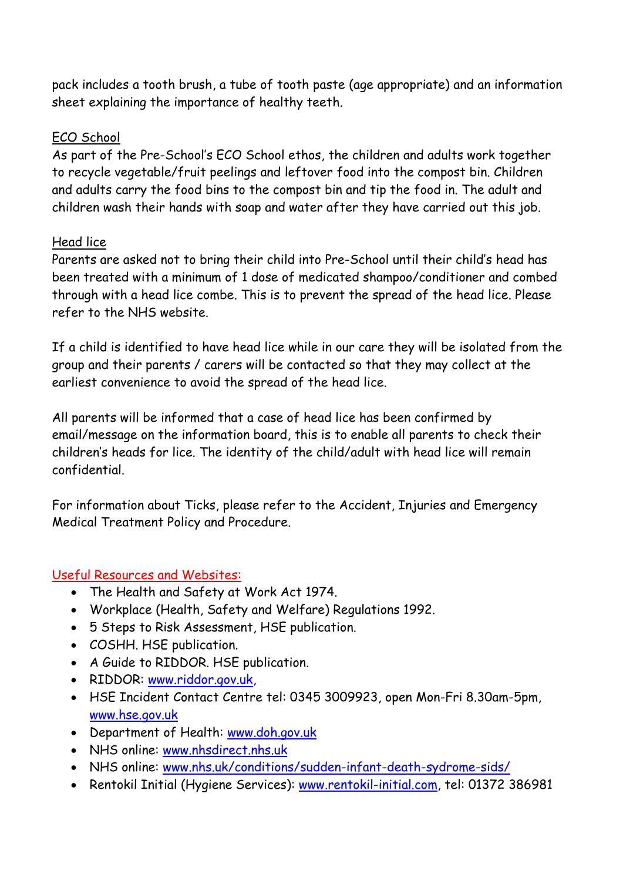pack includes a tooth brush, a tube of tooth paste (age appropriate) and an information sheet explaining the importance of healthy teeth.

ECO School

As part of the Pre-School's ECO School ethos, the children and adults work together to recycle vegetable/fruit peelings and leftover food into the compost bin. Children and adults carry the food bins to the compost bin and tip the food in. The adult and children wash their hands with soap and water after they have carried out this job.

Head lice

Parents are asked not to bring their child into Pre-School until their child's head has been treated with a minimum of 1 dose of medicated shampoo/conditioner and combed through with a head lice combe. This is to prevent the spread of the head lice. Please refer to the NHS website.

If a child is identified to have head lice while in our care they will be isolated from the group and their parents / carers will be contacted so that they may collect at the earliest convenience to avoid the spread of the head lice.

All parents will be informed that a case of head lice has been confirmed by email/message on the information board, this is to enable all parents to check their children's heads for lice. The identity of the child/adult with head lice will remain confidential.

For information about Ticks, please refer to the Accident, Injuries and Emergency Medical Treatment Policy and Procedure.

Useful Resources and Websites:

- The Health and Safety at Work Act 1974.
- Workplace (Health, Safety and Welfare) Regulations 1992.
- 5 Steps to Risk Assessment, HSE publication.
- COSHH. HSE publication.
- A Guide to RIDDOR. HSE publication.
- RIDDOR: www.riddor.gov.uk,
- HSE Incident Contact Centre tel: 0345 3009923, open Mon-Fri 8.30am-5pm, www.hse.gov.uk
- Department of Health: www.doh.gov.uk
- NHS online: www.nhsdirect.nhs.uk
- NHS online: www.nhs.uk/conditions/sudden-infant-death-sydrome-sids/
- Rentokil Initial (Hygiene Services): www.rentokil-initial.com, tel: 01372 386981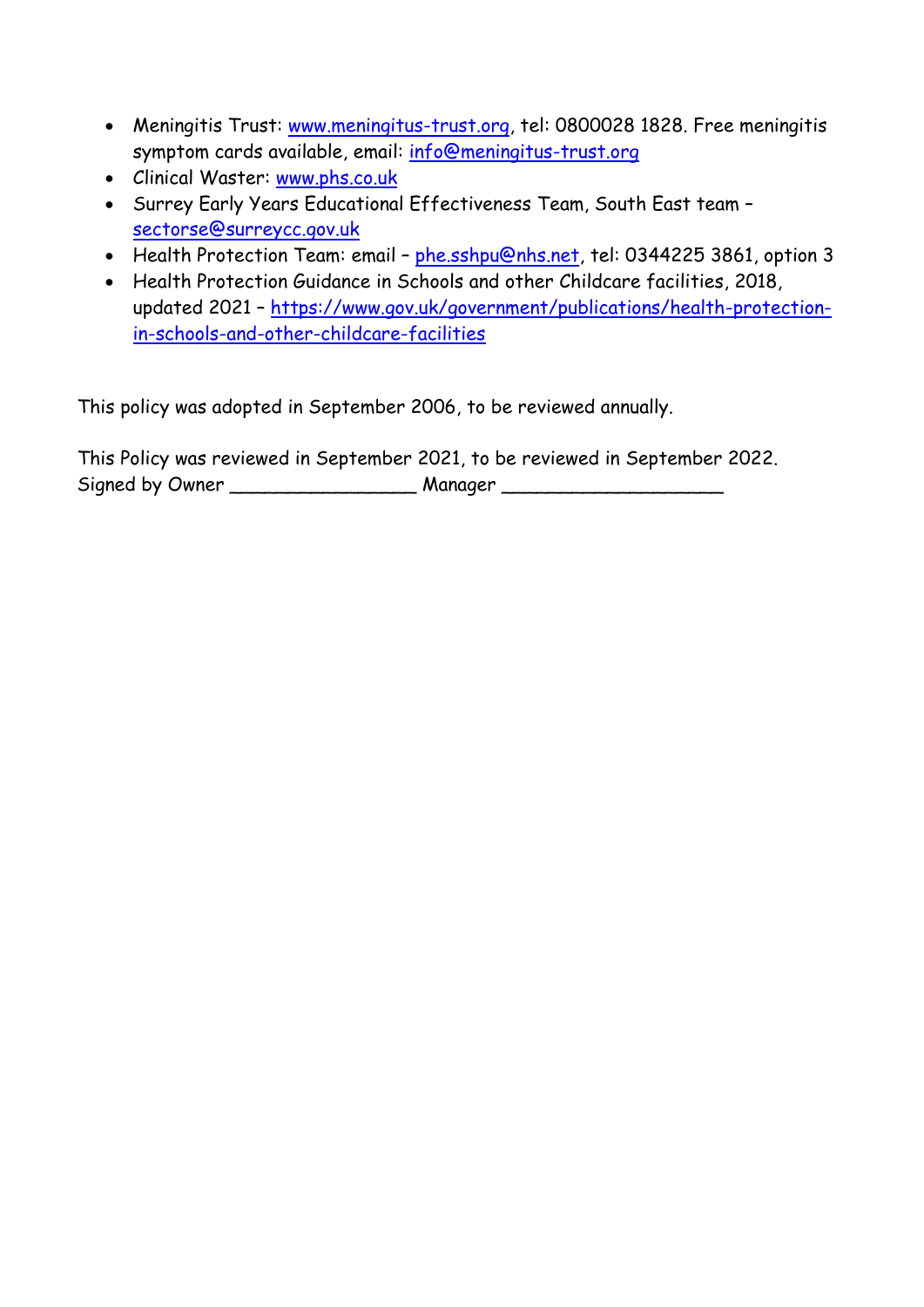- Meningitis Trust: www.meningitus-trust.org, tel: 0800028 1828. Free meningitis symptom cards available, email: info@meningitus-trust.org
- Clinical Waster: www.phs.co.uk
- Surrey Early Years Educational Effectiveness Team, South East team – sectorse@surreycc.gov.uk
- Health Protection Team: email – phe.sshpu@nhs.net, tel: 0344225 3861, option 3
- Health Protection Guidance in Schools and other Childcare facilities, 2018, updated 2021 – https://www.gov.uk/government/publications/health-protection-in-schools-and-other-childcare-facilities

This policy was adopted in September 2006, to be reviewed annually.

This Policy was reviewed in September 2021, to be reviewed in September 2022.
Signed by Owner _______________ Manager __________________